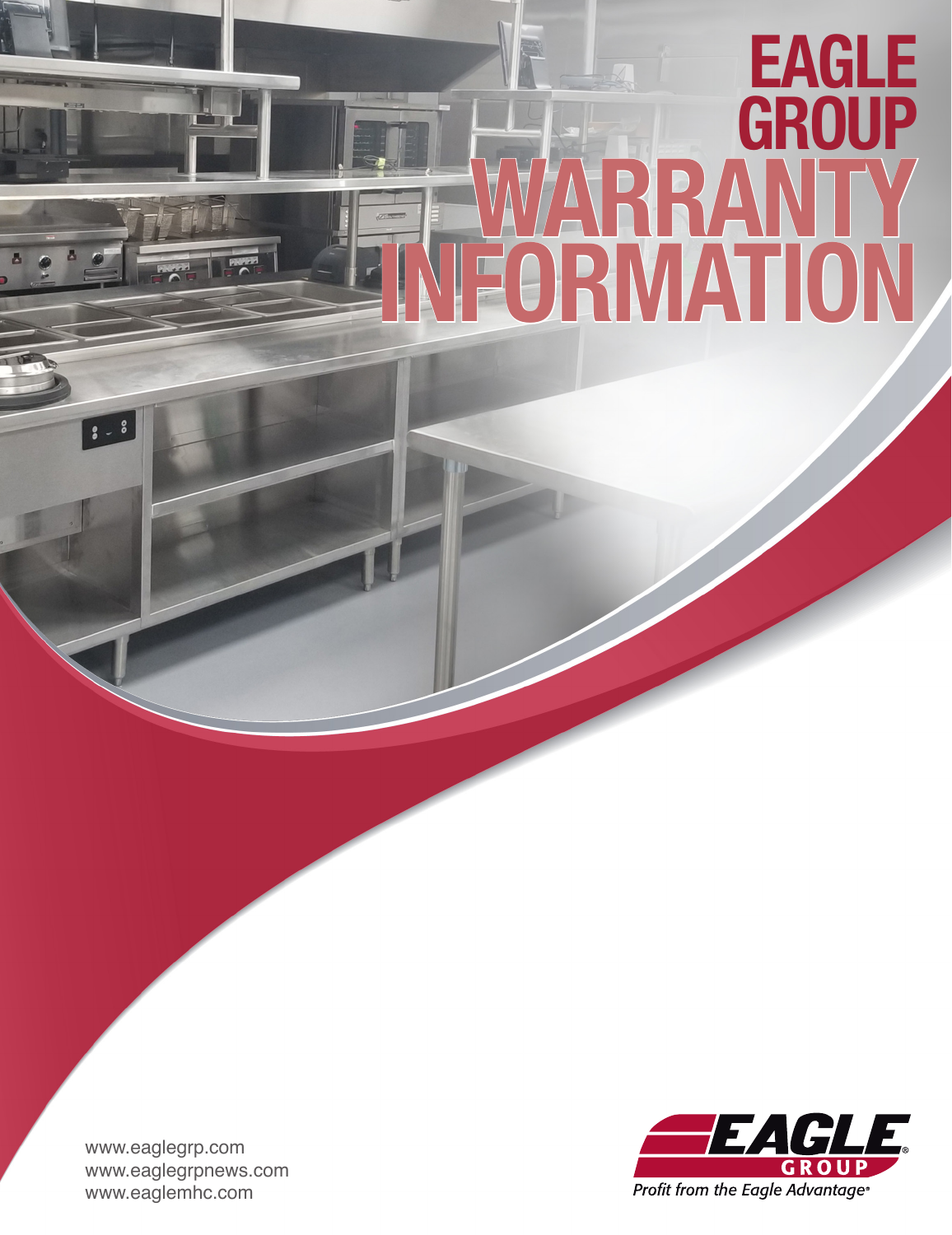# EAGLE GROUP WARRANTY INFORMATION

www.eaglegrp.com
www.eaglegrpnews.com
www.eaglemhc.com

EAGLE® GROUP

*Profit from the Eagle Advantage®*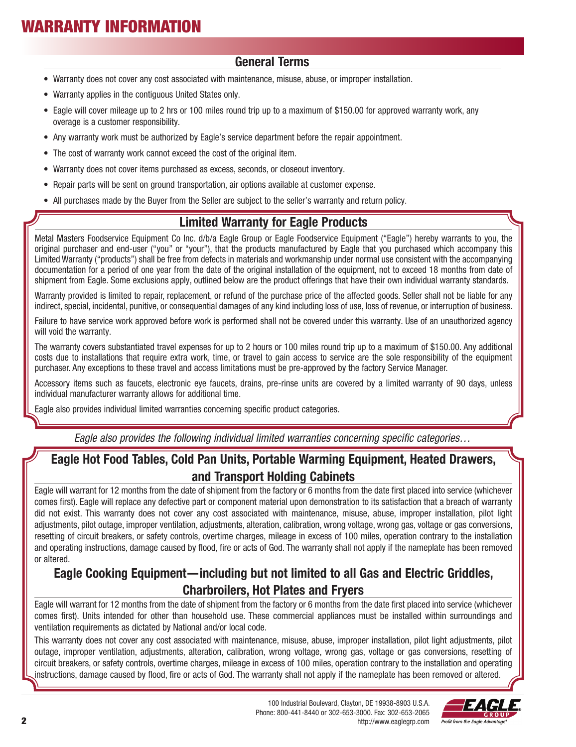# WARRANTY INFORMATION

## General Terms

- Warranty does not cover any cost associated with maintenance, misuse, abuse, or improper installation.
- Warranty applies in the contiguous United States only.
- Eagle will cover mileage up to 2 hrs or 100 miles round trip up to a maximum of $150.00 for approved warranty work, any overage is a customer responsibility.
- Any warranty work must be authorized by Eagle's service department before the repair appointment.
- The cost of warranty work cannot exceed the cost of the original item.
- Warranty does not cover items purchased as excess, seconds, or closeout inventory.
- Repair parts will be sent on ground transportation, air options available at customer expense.
- All purchases made by the Buyer from the Seller are subject to the seller's warranty and return policy.

## Limited Warranty for Eagle Products

Metal Masters Foodservice Equipment Co Inc. d/b/a Eagle Group or Eagle Foodservice Equipment ("Eagle") hereby warrants to you, the original purchaser and end-user ("you" or "your"), that the products manufactured by Eagle that you purchased which accompany this Limited Warranty ("products") shall be free from defects in materials and workmanship under normal use consistent with the accompanying documentation for a period of one year from the date of the original installation of the equipment, not to exceed 18 months from date of shipment from Eagle. Some exclusions apply, outlined below are the product offerings that have their own individual warranty standards.

Warranty provided is limited to repair, replacement, or refund of the purchase price of the affected goods. Seller shall not be liable for any indirect, special, incidental, punitive, or consequential damages of any kind including loss of use, loss of revenue, or interruption of business.

Failure to have service work approved before work is performed shall not be covered under this warranty. Use of an unauthorized agency will void the warranty.

The warranty covers substantiated travel expenses for up to 2 hours or 100 miles round trip up to a maximum of $150.00. Any additional costs due to installations that require extra work, time, or travel to gain access to service are the sole responsibility of the equipment purchaser. Any exceptions to these travel and access limitations must be pre-approved by the factory Service Manager.

Accessory items such as faucets, electronic eye faucets, drains, pre-rinse units are covered by a limited warranty of 90 days, unless individual manufacturer warranty allows for additional time.

Eagle also provides individual limited warranties concerning specific product categories.

*Eagle also provides the following individual limited warranties concerning specific categories…*

## Eagle Hot Food Tables, Cold Pan Units, Portable Warming Equipment, Heated Drawers, and Transport Holding Cabinets

Eagle will warrant for 12 months from the date of shipment from the factory or 6 months from the date first placed into service (whichever comes first). Eagle will replace any defective part or component material upon demonstration to its satisfaction that a breach of warranty did not exist. This warranty does not cover any cost associated with maintenance, misuse, abuse, improper installation, pilot light adjustments, pilot outage, improper ventilation, adjustments, alteration, calibration, wrong voltage, wrong gas, voltage or gas conversions, resetting of circuit breakers, or safety controls, overtime charges, mileage in excess of 100 miles, operation contrary to the installation and operating instructions, damage caused by flood, fire or acts of God. The warranty shall not apply if the nameplate has been removed or altered.

## Eagle Cooking Equipment—including but not limited to all Gas and Electric Griddles, Charbroilers, Hot Plates and Fryers

Eagle will warrant for 12 months from the date of shipment from the factory or 6 months from the date first placed into service (whichever comes first). Units intended for other than household use. These commercial appliances must be installed within surroundings and ventilation requirements as dictated by National and/or local code.

This warranty does not cover any cost associated with maintenance, misuse, abuse, improper installation, pilot light adjustments, pilot outage, improper ventilation, adjustments, alteration, calibration, wrong voltage, wrong gas, voltage or gas conversions, resetting of circuit breakers, or safety controls, overtime charges, mileage in excess of 100 miles, operation contrary to the installation and operating instructions, damage caused by flood, fire or acts of God. The warranty shall not apply if the nameplate has been removed or altered.

100 Industrial Boulevard, Clayton, DE 19938-8903 U.S.A.
Phone: 800-441-8440 or 302-653-3000. Fax: 302-653-2065
http://www.eaglegrp.com

EAGLE GROUP — Profit from the Eagle Advantage®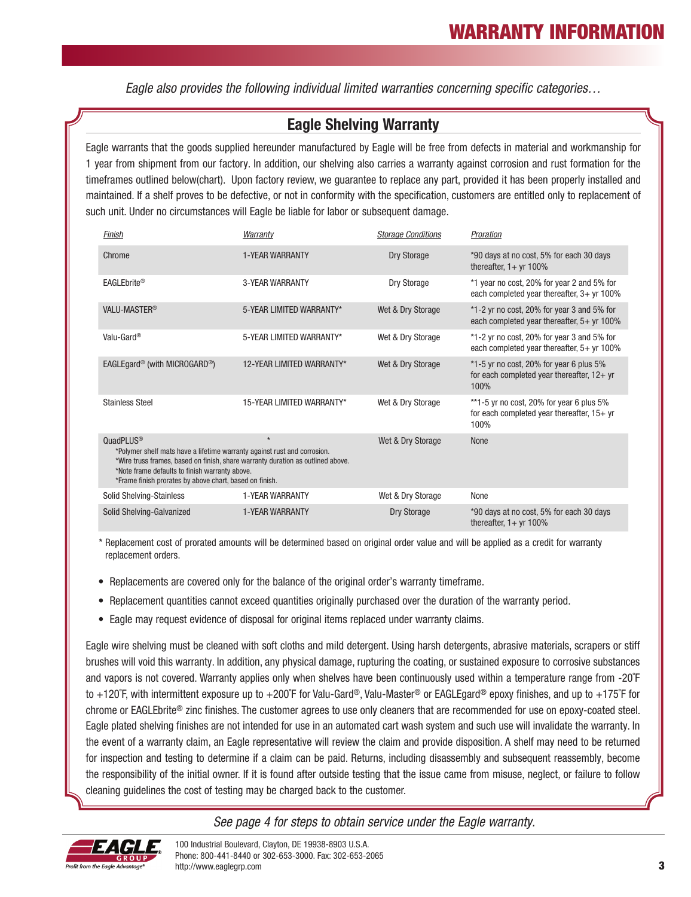# WARRANTY INFORMATION

*Eagle also provides the following individual limited warranties concerning specific categories…*

## Eagle Shelving Warranty

Eagle warrants that the goods supplied hereunder manufactured by Eagle will be free from defects in material and workmanship for 1 year from shipment from our factory. In addition, our shelving also carries a warranty against corrosion and rust formation for the timeframes outlined below(chart). Upon factory review, we guarantee to replace any part, provided it has been properly installed and maintained. If a shelf proves to be defective, or not in conformity with the specification, customers are entitled only to replacement of such unit. Under no circumstances will Eagle be liable for labor or subsequent damage.

| Finish | Warranty | Storage Conditions | Proration |
|---|---|---|---|
| Chrome | 1-YEAR WARRANTY | Dry Storage | *90 days at no cost, 5% for each 30 days thereafter, 1+ yr 100% |
| EAGLEbrite® | 3-YEAR WARRANTY | Dry Storage | *1 year no cost, 20% for year 2 and 5% for each completed year thereafter, 3+ yr 100% |
| VALU-MASTER® | 5-YEAR LIMITED WARRANTY* | Wet & Dry Storage | *1-2 yr no cost, 20% for year 3 and 5% for each completed year thereafter, 5+ yr 100% |
| Valu-Gard® | 5-YEAR LIMITED WARRANTY* | Wet & Dry Storage | *1-2 yr no cost, 20% for year 3 and 5% for each completed year thereafter, 5+ yr 100% |
| EAGLEgard® (with MICROGARD®) | 12-YEAR LIMITED WARRANTY* | Wet & Dry Storage | *1-5 yr no cost, 20% for year 6 plus 5% for each completed year thereafter, 12+ yr 100% |
| Stainless Steel | 15-YEAR LIMITED WARRANTY* | Wet & Dry Storage | **1-5 yr no cost, 20% for year 6 plus 5% for each completed year thereafter, 15+ yr 100% |
| QuadPLUS® *Polymer shelf mats have a lifetime warranty against rust and corrosion. *Wire truss frames, based on finish, share warranty duration as outlined above. *Note frame defaults to finish warranty above. *Frame finish prorates by above chart, based on finish. | * | Wet & Dry Storage | None |
| Solid Shelving-Stainless | 1-YEAR WARRANTY | Wet & Dry Storage | None |
| Solid Shelving-Galvanized | 1-YEAR WARRANTY | Dry Storage | *90 days at no cost, 5% for each 30 days thereafter, 1+ yr 100% |

* Replacement cost of prorated amounts will be determined based on original order value and will be applied as a credit for warranty replacement orders.

- Replacements are covered only for the balance of the original order's warranty timeframe.
- Replacement quantities cannot exceed quantities originally purchased over the duration of the warranty period.
- Eagle may request evidence of disposal for original items replaced under warranty claims.

Eagle wire shelving must be cleaned with soft cloths and mild detergent. Using harsh detergents, abrasive materials, scrapers or stiff brushes will void this warranty. In addition, any physical damage, rupturing the coating, or sustained exposure to corrosive substances and vapors is not covered. Warranty applies only when shelves have been continuously used within a temperature range from -20˚F to +120˚F, with intermittent exposure up to +200˚F for Valu-Gard®, Valu-Master® or EAGLEgard® epoxy finishes, and up to +175˚F for chrome or EAGLEbrite® zinc finishes. The customer agrees to use only cleaners that are recommended for use on epoxy-coated steel. Eagle plated shelving finishes are not intended for use in an automated cart wash system and such use will invalidate the warranty. In the event of a warranty claim, an Eagle representative will review the claim and provide disposition. A shelf may need to be returned for inspection and testing to determine if a claim can be paid. Returns, including disassembly and subsequent reassembly, become the responsibility of the initial owner. If it is found after outside testing that the issue came from misuse, neglect, or failure to follow cleaning guidelines the cost of testing may be charged back to the customer.

*See page 4 for steps to obtain service under the Eagle warranty.*

100 Industrial Boulevard, Clayton, DE 19938-8903 U.S.A.
Phone: 800-441-8440 or 302-653-3000. Fax: 302-653-2065
http://www.eaglegrp.com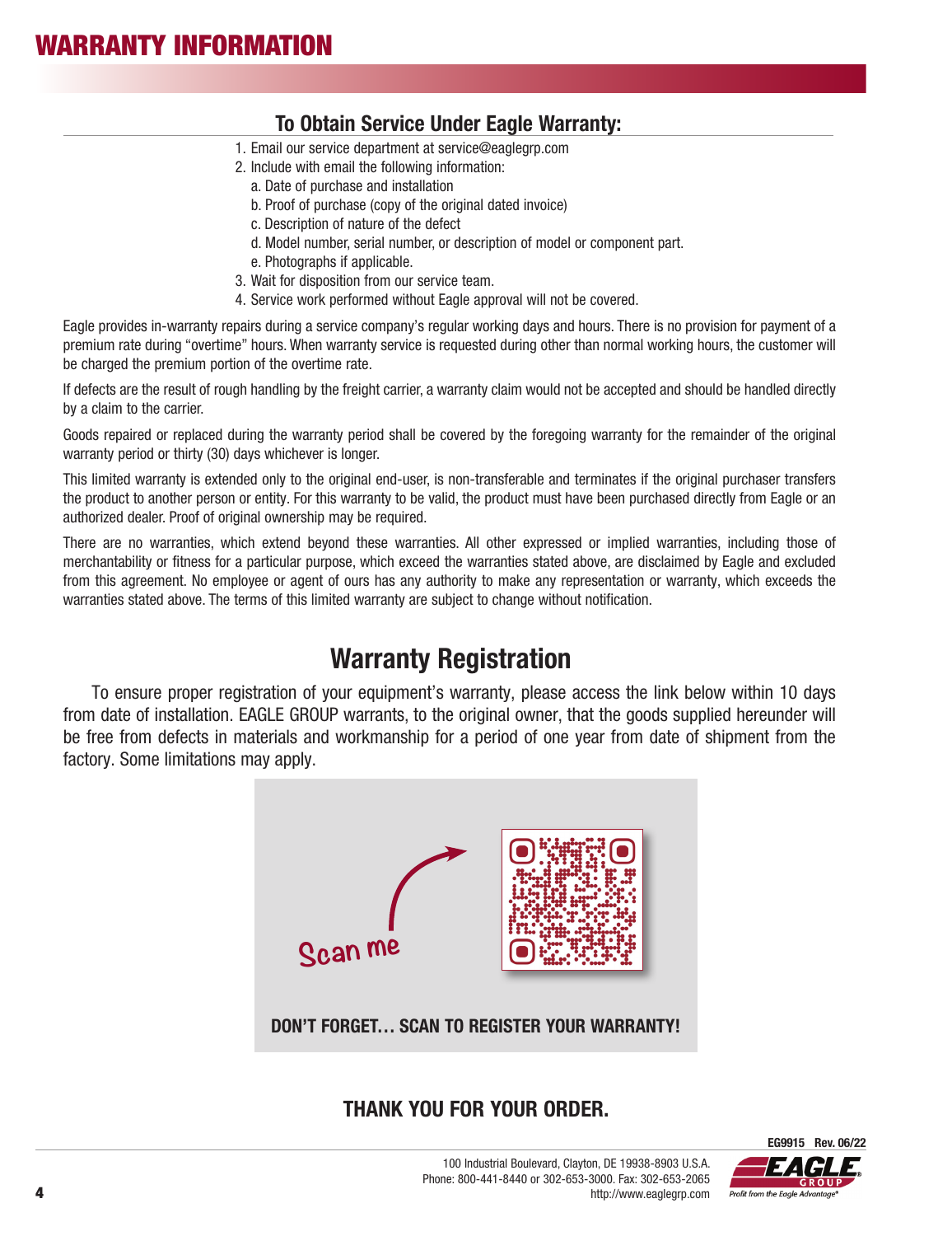# WARRANTY INFORMATION

## To Obtain Service Under Eagle Warranty:

1. Email our service department at service@eaglegrp.com
2. Include with email the following information:
   a. Date of purchase and installation
   b. Proof of purchase (copy of the original dated invoice)
   c. Description of nature of the defect
   d. Model number, serial number, or description of model or component part.
   e. Photographs if applicable.
3. Wait for disposition from our service team.
4. Service work performed without Eagle approval will not be covered.

Eagle provides in-warranty repairs during a service company's regular working days and hours. There is no provision for payment of a premium rate during "overtime" hours. When warranty service is requested during other than normal working hours, the customer will be charged the premium portion of the overtime rate.

If defects are the result of rough handling by the freight carrier, a warranty claim would not be accepted and should be handled directly by a claim to the carrier.

Goods repaired or replaced during the warranty period shall be covered by the foregoing warranty for the remainder of the original warranty period or thirty (30) days whichever is longer.

This limited warranty is extended only to the original end-user, is non-transferable and terminates if the original purchaser transfers the product to another person or entity. For this warranty to be valid, the product must have been purchased directly from Eagle or an authorized dealer. Proof of original ownership may be required.

There are no warranties, which extend beyond these warranties. All other expressed or implied warranties, including those of merchantability or fitness for a particular purpose, which exceed the warranties stated above, are disclaimed by Eagle and excluded from this agreement. No employee or agent of ours has any authority to make any representation or warranty, which exceeds the warranties stated above. The terms of this limited warranty are subject to change without notification.

## Warranty Registration

To ensure proper registration of your equipment's warranty, please access the link below within 10 days from date of installation. EAGLE GROUP warrants, to the original owner, that the goods supplied hereunder will be free from defects in materials and workmanship for a period of one year from date of shipment from the factory. Some limitations may apply.

Scan me

**DON'T FORGET… SCAN TO REGISTER YOUR WARRANTY!**

**THANK YOU FOR YOUR ORDER.**

EG9915 Rev. 06/22

100 Industrial Boulevard, Clayton, DE 19938-8903 U.S.A.
Phone: 800-441-8440 or 302-653-3000. Fax: 302-653-2065
http://www.eaglegrp.com

EAGLE GROUP
Profit from the Eagle Advantage®